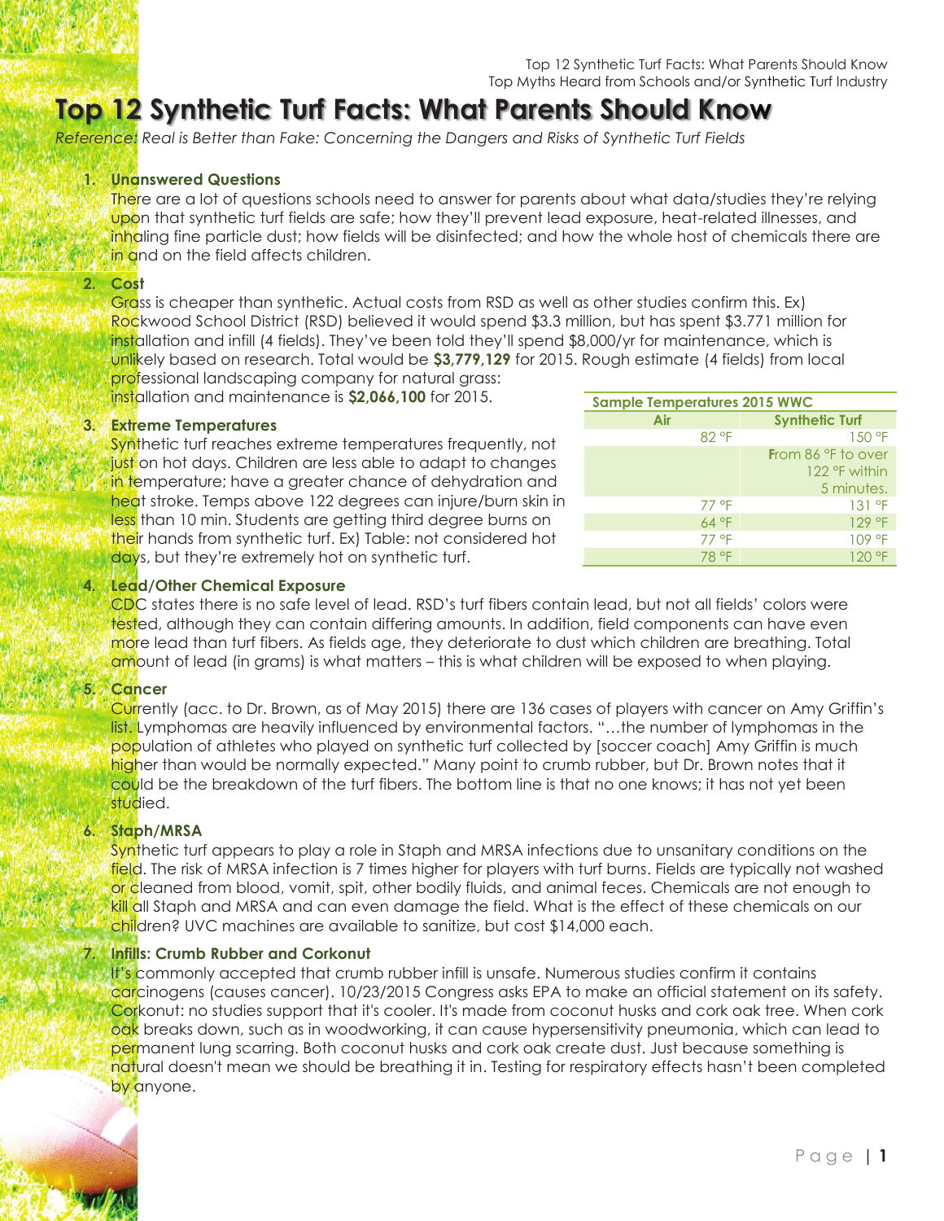# Top 12 Synthetic Turf Facts: What Parents Should Know

*Reference: Real is Better than Fake: Concerning the Dangers and Risks of Synthetic Turf Fields*

1. **Unanswered Questions**
   There are a lot of questions schools need to answer for parents about what data/studies they're relying upon that synthetic turf fields are safe; how they'll prevent lead exposure, heat-related illnesses, and inhaling fine particle dust; how fields will be disinfected; and how the whole host of chemicals there are in and on the field affects children.

2. **Cost**
   Grass is cheaper than synthetic. Actual costs from RSD as well as other studies confirm this. Ex) Rockwood School District (RSD) believed it would spend $3.3 million, but has spent $3.771 million for installation and infill (4 fields). They've been told they'll spend $8,000/yr for maintenance, which is unlikely based on research. Total would be **$3,779,129** for 2015. Rough estimate (4 fields) from local professional landscaping company for natural grass: installation and maintenance is **$2,066,100** for 2015.

3. **Extreme Temperatures**
   Synthetic turf reaches extreme temperatures frequently, not just on hot days. Children are less able to adapt to changes in temperature; have a greater chance of dehydration and heat stroke. Temps above 122 degrees can injure/burn skin in less than 10 min. Students are getting third degree burns on their hands from synthetic turf. Ex) Table: not considered hot days, but they're extremely hot on synthetic turf.

| Sample Temperatures 2015 WWC | |
|---|---|
| Air | Synthetic Turf |
| 82 °F | 150 °F |
| | From 86 °F to over 122 °F within 5 minutes. |
| 77 °F | 131 °F |
| 64 °F | 129 °F |
| 77 °F | 109 °F |
| 78 °F | 120 °F |

4. **Lead/Other Chemical Exposure**
   CDC states there is no safe level of lead. RSD's turf fibers contain lead, but not all fields' colors were tested, although they can contain differing amounts. In addition, field components can have even more lead than turf fibers. As fields age, they deteriorate to dust which children are breathing. Total amount of lead (in grams) is what matters – this is what children will be exposed to when playing.

5. **Cancer**
   Currently (acc. to Dr. Brown, as of May 2015) there are 136 cases of players with cancer on Amy Griffin's list. Lymphomas are heavily influenced by environmental factors. "…the number of lymphomas in the population of athletes who played on synthetic turf collected by [soccer coach] Amy Griffin is much higher than would be normally expected." Many point to crumb rubber, but Dr. Brown notes that it could be the breakdown of the turf fibers. The bottom line is that no one knows; it has not yet been studied.

6. **Staph/MRSA**
   Synthetic turf appears to play a role in Staph and MRSA infections due to unsanitary conditions on the field. The risk of MRSA infection is 7 times higher for players with turf burns. Fields are typically not washed or cleaned from blood, vomit, spit, other bodily fluids, and animal feces. Chemicals are not enough to kill all Staph and MRSA and can even damage the field. What is the effect of these chemicals on our children? UVC machines are available to sanitize, but cost $14,000 each.

7. **Infills: Crumb Rubber and Corkonut**
   It's commonly accepted that crumb rubber infill is unsafe. Numerous studies confirm it contains carcinogens (causes cancer). 10/23/2015 Congress asks EPA to make an official statement on its safety. Corkonut: no studies support that it's cooler. It's made from coconut husks and cork oak tree. When cork oak breaks down, such as in woodworking, it can cause hypersensitivity pneumonia, which can lead to permanent lung scarring. Both coconut husks and cork oak create dust. Just because something is natural doesn't mean we should be breathing it in. Testing for respiratory effects hasn't been completed by anyone.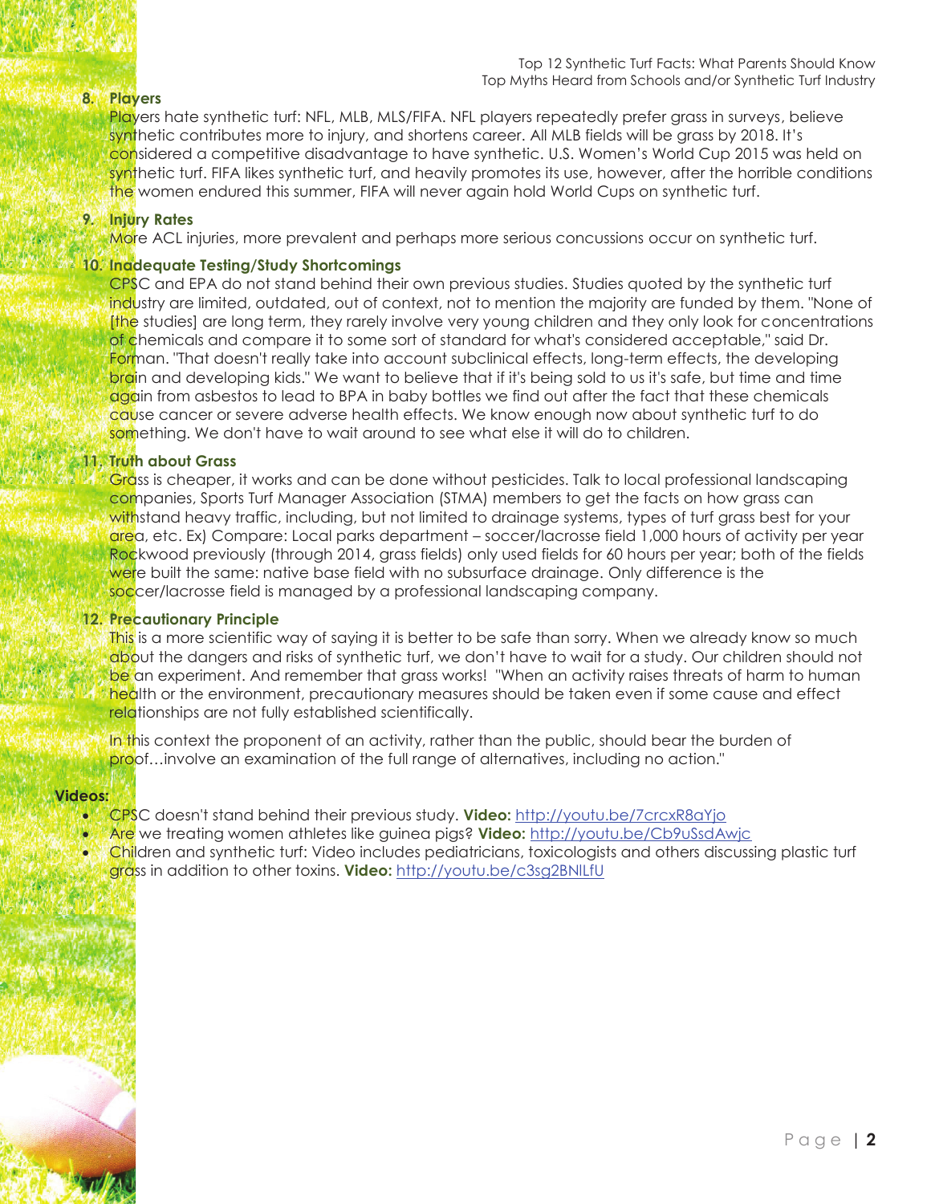8. **Players**

   Players hate synthetic turf: NFL, MLB, MLS/FIFA. NFL players repeatedly prefer grass in surveys, believe synthetic contributes more to injury, and shortens career. All MLB fields will be grass by 2018. It's considered a competitive disadvantage to have synthetic. U.S. Women's World Cup 2015 was held on synthetic turf. FIFA likes synthetic turf, and heavily promotes its use, however, after the horrible conditions the women endured this summer, FIFA will never again hold World Cups on synthetic turf.

9. **Injury Rates**

   More ACL injuries, more prevalent and perhaps more serious concussions occur on synthetic turf.

10. **Inadequate Testing/Study Shortcomings**

    CPSC and EPA do not stand behind their own previous studies. Studies quoted by the synthetic turf industry are limited, outdated, out of context, not to mention the majority are funded by them. "None of [the studies] are long term, they rarely involve very young children and they only look for concentrations of chemicals and compare it to some sort of standard for what's considered acceptable," said Dr. Forman. "That doesn't really take into account subclinical effects, long-term effects, the developing brain and developing kids." We want to believe that if it's being sold to us it's safe, but time and time again from asbestos to lead to BPA in baby bottles we find out after the fact that these chemicals cause cancer or severe adverse health effects. We know enough now about synthetic turf to do something. We don't have to wait around to see what else it will do to children.

11. **Truth about Grass**

    Grass is cheaper, it works and can be done without pesticides. Talk to local professional landscaping companies, Sports Turf Manager Association (STMA) members to get the facts on how grass can withstand heavy traffic, including, but not limited to drainage systems, types of turf grass best for your area, etc. Ex) Compare: Local parks department – soccer/lacrosse field 1,000 hours of activity per year Rockwood previously (through 2014, grass fields) only used fields for 60 hours per year; both of the fields were built the same: native base field with no subsurface drainage. Only difference is the soccer/lacrosse field is managed by a professional landscaping company.

12. **Precautionary Principle**

    This is a more scientific way of saying it is better to be safe than sorry. When we already know so much about the dangers and risks of synthetic turf, we don't have to wait for a study. Our children should not be an experiment. And remember that grass works! "When an activity raises threats of harm to human health or the environment, precautionary measures should be taken even if some cause and effect relationships are not fully established scientifically.

    In this context the proponent of an activity, rather than the public, should bear the burden of proof…involve an examination of the full range of alternatives, including no action."

**Videos:**

- CPSC doesn't stand behind their previous study. **Video:** http://youtu.be/7crcxR8aYjo
- Are we treating women athletes like guinea pigs? **Video:** http://youtu.be/Cb9uSsdAwjc
- Children and synthetic turf: Video includes pediatricians, toxicologists and others discussing plastic turf grass in addition to other toxins. **Video:** http://youtu.be/c3sg2BNlLfU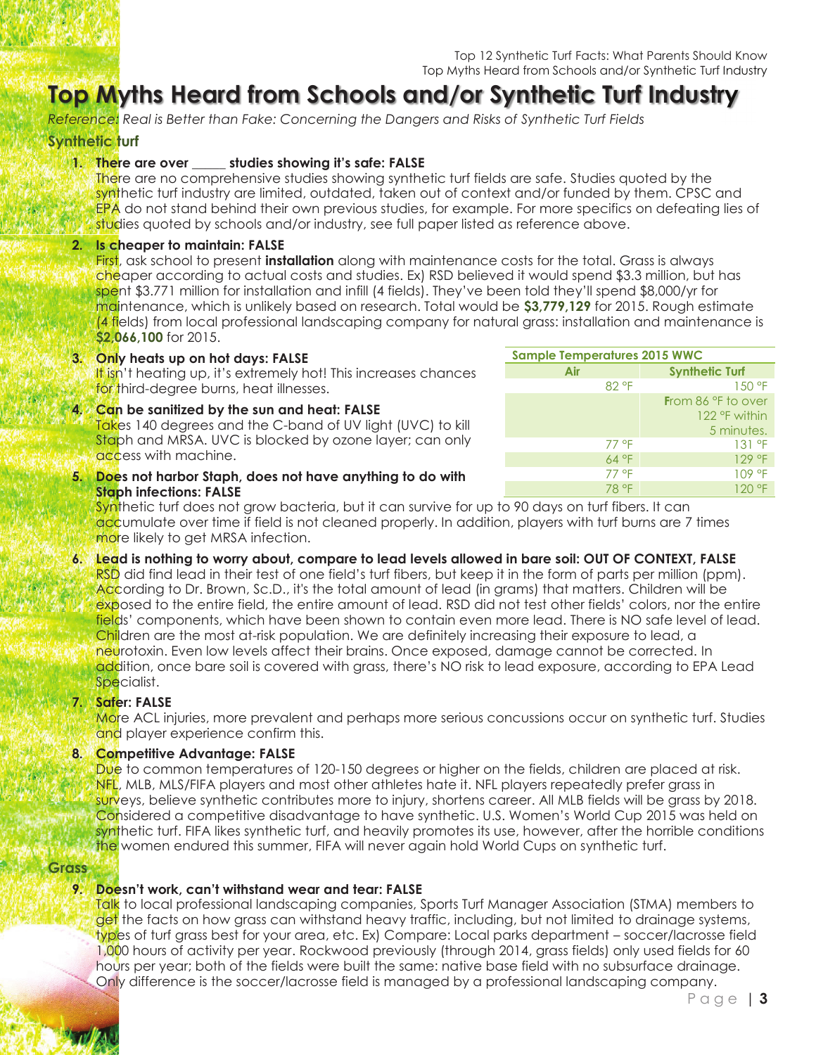# Top Myths Heard from Schools and/or Synthetic Turf Industry

*Reference: Real is Better than Fake: Concerning the Dangers and Risks of Synthetic Turf Fields*

## Synthetic turf

1. **There are over _____ studies showing it's safe: FALSE**
   There are no comprehensive studies showing synthetic turf fields are safe. Studies quoted by the synthetic turf industry are limited, outdated, taken out of context and/or funded by them. CPSC and EPA do not stand behind their own previous studies, for example. For more specifics on defeating lies of studies quoted by schools and/or industry, see full paper listed as reference above.

2. **Is cheaper to maintain: FALSE**
   First, ask school to present **installation** along with maintenance costs for the total. Grass is always cheaper according to actual costs and studies. Ex) RSD believed it would spend $3.3 million, but has spent $3.771 million for installation and infill (4 fields). They've been told they'll spend $8,000/yr for maintenance, which is unlikely based on research. Total would be **$3,779,129** for 2015. Rough estimate (4 fields) from local professional landscaping company for natural grass: installation and maintenance is **$2,066,100** for 2015.

3. **Only heats up on hot days: FALSE**
   It isn't heating up, it's extremely hot! This increases chances for third-degree burns, heat illnesses.

4. **Can be sanitized by the sun and heat: FALSE**
   Takes 140 degrees and the C-band of UV light (UVC) to kill Staph and MRSA. UVC is blocked by ozone layer; can only access with machine.

5. **Does not harbor Staph, does not have anything to do with Staph infections: FALSE**
   Synthetic turf does not grow bacteria, but it can survive for up to 90 days on turf fibers. It can accumulate over time if field is not cleaned properly. In addition, players with turf burns are 7 times more likely to get MRSA infection.

| Sample Temperatures 2015 WWC | |
|---|---|
| **Air** | **Synthetic Turf** |
| 82 °F | 150 °F |
| | From 86 °F to over 122 °F within 5 minutes. |
| 77 °F | 131 °F |
| 64 °F | 129 °F |
| 77 °F | 109 °F |
| 78 °F | 120 °F |

6. **Lead is nothing to worry about, compare to lead levels allowed in bare soil: OUT OF CONTEXT, FALSE**
   RSD did find lead in their test of one field's turf fibers, but keep it in the form of parts per million (ppm). According to Dr. Brown, Sc.D., it's the total amount of lead (in grams) that matters. Children will be exposed to the entire field, the entire amount of lead. RSD did not test other fields' colors, nor the entire fields' components, which have been shown to contain even more lead. There is NO safe level of lead. Children are the most at-risk population. We are definitely increasing their exposure to lead, a neurotoxin. Even low levels affect their brains. Once exposed, damage cannot be corrected. In addition, once bare soil is covered with grass, there's NO risk to lead exposure, according to EPA Lead Specialist.

7. **Safer: FALSE**
   More ACL injuries, more prevalent and perhaps more serious concussions occur on synthetic turf. Studies and player experience confirm this.

8. **Competitive Advantage: FALSE**
   Due to common temperatures of 120-150 degrees or higher on the fields, children are placed at risk. NFL, MLB, MLS/FIFA players and most other athletes hate it. NFL players repeatedly prefer grass in surveys, believe synthetic contributes more to injury, shortens career. All MLB fields will be grass by 2018. Considered a competitive disadvantage to have synthetic. U.S. Women's World Cup 2015 was held on synthetic turf. FIFA likes synthetic turf, and heavily promotes its use, however, after the horrible conditions the women endured this summer, FIFA will never again hold World Cups on synthetic turf.

## Grass

9. **Doesn't work, can't withstand wear and tear: FALSE**
   Talk to local professional landscaping companies, Sports Turf Manager Association (STMA) members to get the facts on how grass can withstand heavy traffic, including, but not limited to drainage systems, types of turf grass best for your area, etc. Ex) Compare: Local parks department – soccer/lacrosse field 1,000 hours of activity per year. Rockwood previously (through 2014, grass fields) only used fields for 60 hours per year; both of the fields were built the same: native base field with no subsurface drainage. Only difference is the soccer/lacrosse field is managed by a professional landscaping company.